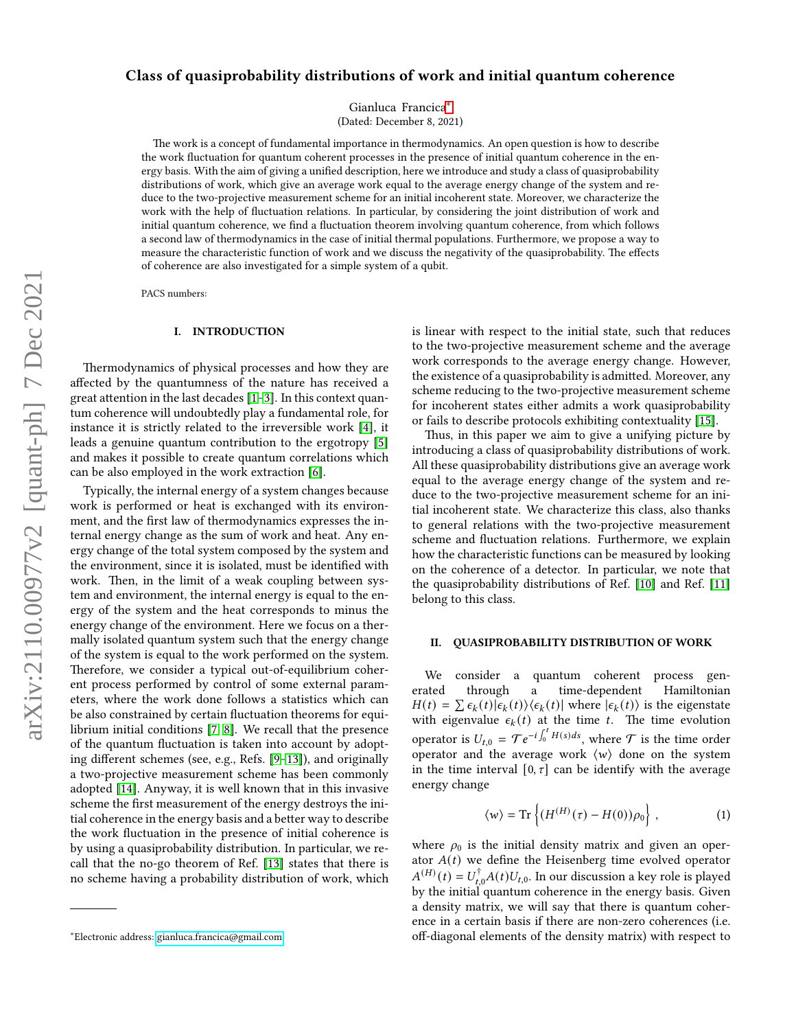# Class of quasiprobability distributions of work and initial quantum coherence

Gianluca Francica[*]

(Dated: December 8, 2021)

The work is a concept of fundamental importance in thermodynamics. An open question is how to describe the work fluctuation for quantum coherent processes in the presence of initial quantum coherence in the energy basis. With the aim of giving a unified description, here we introduce and study a class of quasiprobability distributions of work, which give an average work equal to the average energy change of the system and reduce to the two-projective measurement scheme for an initial incoherent state. Moreover, we characterize the work with the help of fluctuation relations. In particular, by considering the joint distribution of work and initial quantum coherence, we find a fluctuation theorem involving quantum coherence, from which follows a second law of thermodynamics in the case of initial thermal populations. Furthermore, we propose a way to measure the characteristic function of work and we discuss the negativity of the quasiprobability. The effects of coherence are also investigated for a simple system of a qubit.

PACS numbers:

## I. INTRODUCTION

Thermodynamics of physical processes and how they are affected by the quantumness of the nature has received a great attention in the last decades [1–3]. In this context quantum coherence will undoubtedly play a fundamental role, for instance it is strictly related to the irreversible work [4], it leads a genuine quantum contribution to the ergotropy [5] and makes it possible to create quantum correlations which can be also employed in the work extraction [6].

Typically, the internal energy of a system changes because work is performed or heat is exchanged with its environment, and the first law of thermodynamics expresses the internal energy change as the sum of work and heat. Any energy change of the total system composed by the system and the environment, since it is isolated, must be identified with work. Then, in the limit of a weak coupling between system and environment, the internal energy is equal to the energy of the system and the heat corresponds to minus the energy change of the environment. Here we focus on a thermally isolated quantum system such that the energy change of the system is equal to the work performed on the system. Therefore, we consider a typical out-of-equilibrium coherent process performed by control of some external parameters, where the work done follows a statistics which can be also constrained by certain fluctuation theorems for equilibrium initial conditions [7, 8]. We recall that the presence of the quantum fluctuation is taken into account by adopting different schemes (see, e.g., Refs. [9–13]), and originally a two-projective measurement scheme has been commonly adopted [14]. Anyway, it is well known that in this invasive scheme the first measurement of the energy destroys the initial coherence in the energy basis and a better way to describe the work fluctuation in the presence of initial coherence is by using a quasiprobability distribution. In particular, we recall that the no-go theorem of Ref. [13] states that there is no scheme having a probability distribution of work, which is linear with respect to the initial state, such that reduces to the two-projective measurement scheme and the average work corresponds to the average energy change. However, the existence of a quasiprobability is admitted. Moreover, any scheme reducing to the two-projective measurement scheme for incoherent states either admits a work quasiprobability or fails to describe protocols exhibiting contextuality [15].

Thus, in this paper we aim to give a unifying picture by introducing a class of quasiprobability distributions of work. All these quasiprobability distributions give an average work equal to the average energy change of the system and reduce to the two-projective measurement scheme for an initial incoherent state. We characterize this class, also thanks to general relations with the two-projective measurement scheme and fluctuation relations. Furthermore, we explain how the characteristic functions can be measured by looking on the coherence of a detector. In particular, we note that the quasiprobability distributions of Ref. [10] and Ref. [11] belong to this class.

## II. QUASIPROBABILITY DISTRIBUTION OF WORK

We consider a quantum coherent process generated through a time-dependent Hamiltonian $H(t) = \sum \epsilon_k(t)|\epsilon_k(t)\rangle\langle\epsilon_k(t)|$ where $|\epsilon_k(t)\rangle$ is the eigenstate with eigenvalue $\epsilon_k(t)$ at the time $t$. The time evolution operator is $U_{t,0} = \mathcal{T}e^{-i\int_0^t H(s)ds}$, where $\mathcal{T}$ is the time order operator and the average work $\langle w\rangle$ done on the system in the time interval $[0,\tau]$ can be identify with the average energy change

$$\langle w\rangle = \mathrm{Tr}\left\{(H^{(H)}(\tau) - H(0))\rho_0\right\}, \quad (1)$$

where $\rho_0$ is the initial density matrix and given an operator $A(t)$ we define the Heisenberg time evolved operator $A^{(H)}(t) = U^\dagger_{t,0}A(t)U_{t,0}$. In our discussion a key role is played by the initial quantum coherence in the energy basis. Given a density matrix, we will say that there is quantum coherence in a certain basis if there are non-zero coherences (i.e. off-diagonal elements of the density matrix) with respect to

[*]Electronic address: gianluca.francica@gmail.com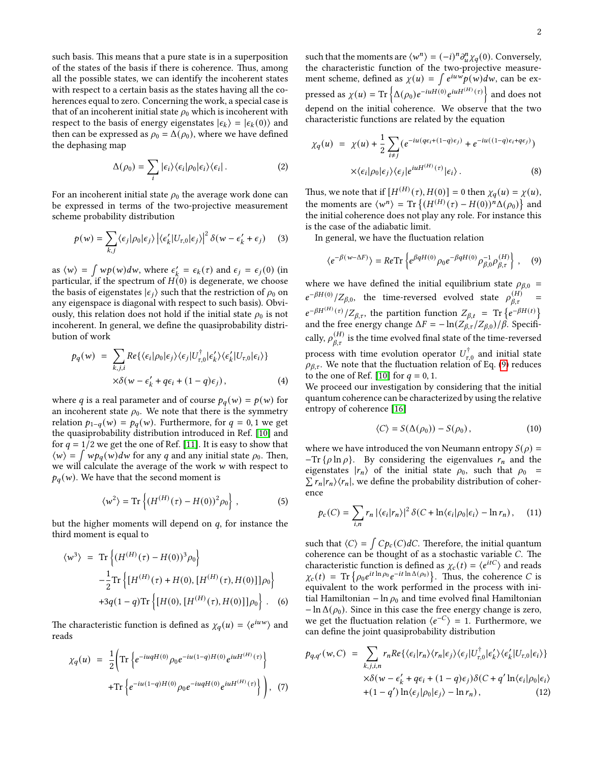such basis. This means that a pure state is in a superposition of the states of the basis if there is coherence. Thus, among all the possible states, we can identify the incoherent states with respect to a certain basis as the states having all the coherences equal to zero. Concerning the work, a special case is that of an incoherent initial state $\rho_0$ which is incoherent with respect to the basis of energy eigenstates $|\epsilon_k\rangle = |\epsilon_k(0)\rangle$ and then can be expressed as $\rho_0 = \Delta(\rho_0)$, where we have defined the dephasing map

$$\Delta(\rho_0) = \sum_i |\epsilon_i\rangle\langle\epsilon_i|\rho_0|\epsilon_i\rangle\langle\epsilon_i|\,. \tag{2}$$

For an incoherent initial state $\rho_0$ the average work done can be expressed in terms of the two-projective measurement scheme probability distribution

$$p(w) = \sum_{k,j}\langle\epsilon_j|\rho_0|\epsilon_j\rangle \left|\langle\epsilon'_k|U_{\tau,0}|\epsilon_j\rangle\right|^2 \delta(w-\epsilon'_k+\epsilon_j) \tag{3}$$

as $\langle w\rangle = \int wp(w)dw$, where $\epsilon'_k = \epsilon_k(\tau)$ and $\epsilon_j = \epsilon_j(0)$ (in particular, if the spectrum of $H(0)$ is degenerate, we choose the basis of eigenstates $|\epsilon_j\rangle$ such that the restriction of $\rho_0$ on any eigenspace is diagonal with respect to such basis). Obviously, this relation does not hold if the initial state $\rho_0$ is not incoherent. In general, we define the quasiprobability distribution of work

$$\begin{aligned}
p_q(w) &= \sum_{k,j,i} Re\{\langle\epsilon_i|\rho_0|\epsilon_j\rangle\langle\epsilon_j|U^\dagger_{\tau,0}|\epsilon'_k\rangle\langle\epsilon'_k|U_{\tau,0}|\epsilon_i\rangle\}\\
&\quad\times\delta(w-\epsilon'_k+q\epsilon_i+(1-q)\epsilon_j)\,,
\end{aligned} \tag{4}$$

where $q$ is a real parameter and of course $p_q(w) = p(w)$ for an incoherent state $\rho_0$. We note that there is the symmetry relation $p_{1-q}(w) = p_q(w)$. Furthermore, for $q = 0, 1$ we get the quasiprobability distribution introduced in Ref. [10] and for $q = 1/2$ we get the one of Ref. [11]. It is easy to show that $\langle w\rangle = \int wp_q(w)dw$ for any $q$ and any initial state $\rho_0$. Then, we will calculate the average of the work $w$ with respect to $p_q(w)$. We have that the second moment is

$$\langle w^2\rangle = \mathrm{Tr}\left\{(H^{(H)}(\tau)-H(0))^2\rho_0\right\}\,, \tag{5}$$

but the higher moments will depend on $q$, for instance the third moment is equal to

$$\begin{aligned}
\langle w^3\rangle &= \mathrm{Tr}\left\{(H^{(H)}(\tau)-H(0))^3\rho_0\right\}\\
&\quad-\frac{1}{2}\mathrm{Tr}\left\{[H^{(H)}(\tau)+H(0),[H^{(H)}(\tau),H(0)]]\rho_0\right\}\\
&\quad+3q(1-q)\mathrm{Tr}\left\{[H(0),[H^{(H)}(\tau),H(0)]]\rho_0\right\}\,.
\end{aligned} \tag{6}$$

The characteristic function is defined as $\chi_q(u) = \langle e^{iuw}\rangle$ and reads

$$\begin{aligned}
\chi_q(u) &= \frac{1}{2}\bigg(\mathrm{Tr}\left\{e^{-iuqH(0)}\rho_0 e^{-iu(1-q)H(0)}e^{iuH^{(H)}(\tau)}\right\}\\
&\quad+\mathrm{Tr}\left\{e^{-iu(1-q)H(0)}\rho_0 e^{-iuqH(0)}e^{iuH^{(H)}(\tau)}\right\}\bigg)\,,
\end{aligned} \tag{7}$$

such that the moments are $\langle w^n\rangle = (-i)^n\partial^n_u\chi_q(0)$. Conversely, the characteristic function of the two-projective measurement scheme, defined as $\chi(u) = \int e^{iuw}p(w)dw$, can be expressed as $\chi(u) = \mathrm{Tr}\left\{\Delta(\rho_0)e^{-iuH(0)}e^{iuH^{(H)}(\tau)}\right\}$ and does not depend on the initial coherence. We observe that the two characteristic functions are related by the equation

$$\begin{aligned}
\chi_q(u) &= \chi(u) + \frac{1}{2}\sum_{i\neq j}(e^{-iu(q\epsilon_i+(1-q)\epsilon_j)}+e^{-iu((1-q)\epsilon_i+q\epsilon_j)})\\
&\quad\times\langle\epsilon_i|\rho_0|\epsilon_j\rangle\langle\epsilon_j|e^{iuH^{(H)}(\tau)}|\epsilon_i\rangle\,.
\end{aligned} \tag{8}$$

Thus, we note that if $[H^{(H)}(\tau), H(0)] = 0$ then $\chi_q(u) = \chi(u)$, the moments are $\langle w^n\rangle = \mathrm{Tr}\left\{(H^{(H)}(\tau)-H(0))^n\Delta(\rho_0)\right\}$ and the initial coherence does not play any role. For instance this is the case of the adiabatic limit.

In general, we have the fluctuation relation

$$\langle e^{-\beta(w-\Delta F)}\rangle = Re\mathrm{Tr}\left\{e^{\beta qH(0)}\rho_0 e^{-\beta qH(0)}\rho^{-1}_{\beta,0}\rho^{(H)}_{\beta,\tau}\right\}\,, \tag{9}$$

where we have defined the initial equilibrium state $\rho_{\beta,0} = e^{-\beta H(0)}/Z_{\beta,0}$, the time-reversed evolved state $\rho^{(H)}_{\beta,\tau} = e^{-\beta H^{(H)}(\tau)}/Z_{\beta,\tau}$, the partition function $Z_{\beta,t} = \mathrm{Tr}\left\{e^{-\beta H(t)}\right\}$ and the free energy change $\Delta F = -\ln(Z_{\beta,\tau}/Z_{\beta,0})/\beta$. Specifically, $\rho^{(H)}_{\beta,\tau}$ is the time evolved final state of the time-reversed process with time evolution operator $U^\dagger_{\tau,0}$ and initial state $\rho_{\beta,\tau}$. We note that the fluctuation relation of Eq. (9) reduces to the one of Ref. [10] for $q = 0, 1$.

We proceed our investigation by considering that the initial quantum coherence can be characterized by using the relative entropy of coherence [16]

$$\langle C\rangle = S(\Delta(\rho_0)) - S(\rho_0)\,, \tag{10}$$

where we have introduced the von Neumann entropy $S(\rho) = -\mathrm{Tr}\{\rho\ln\rho\}$. By considering the eigenvalues $r_n$ and the eigenstates $|r_n\rangle$ of the initial state $\rho_0$, such that $\rho_0 = \sum r_n|r_n\rangle\langle r_n|$, we define the probability distribution of coherence

$$p_c(C) = \sum_{i,n} r_n\left|\langle\epsilon_i|r_n\rangle\right|^2\delta(C+\ln\langle\epsilon_i|\rho_0|\epsilon_i\rangle-\ln r_n)\,, \tag{11}$$

such that $\langle C\rangle = \int Cp_c(C)dC$. Therefore, the initial quantum coherence can be thought of as a stochastic variable $C$. The characteristic function is defined as $\chi_c(t) = \langle e^{itC}\rangle$ and reads $\chi_c(t) = \mathrm{Tr}\left\{\rho_0 e^{it\ln\rho_0}e^{-it\ln\Delta(\rho_0)}\right\}$. Thus, the coherence $C$ is equivalent to the work performed in the process with initial Hamiltonian $-\ln\rho_0$ and time evolved final Hamiltonian $-\ln\Delta(\rho_0)$. Since in this case the free energy change is zero, we get the fluctuation relation $\langle e^{-C}\rangle = 1$. Furthermore, we can define the joint quasiprobability distribution

$$\begin{aligned}
p_{q,q'}(w,C) &= \sum_{k,j,i,n} r_n Re\{\langle\epsilon_i|r_n\rangle\langle r_n|\epsilon_j\rangle\langle\epsilon_j|U^\dagger_{\tau,0}|\epsilon'_k\rangle\langle\epsilon'_k|U_{\tau,0}|\epsilon_i\rangle\}\\
&\quad\times\delta(w-\epsilon'_k+q\epsilon_i+(1-q)\epsilon_j)\delta(C+q'\ln\langle\epsilon_i|\rho_0|\epsilon_i\rangle\\
&\quad+(1-q')\ln\langle\epsilon_j|\rho_0|\epsilon_j\rangle-\ln r_n)\,,
\end{aligned} \tag{12}$$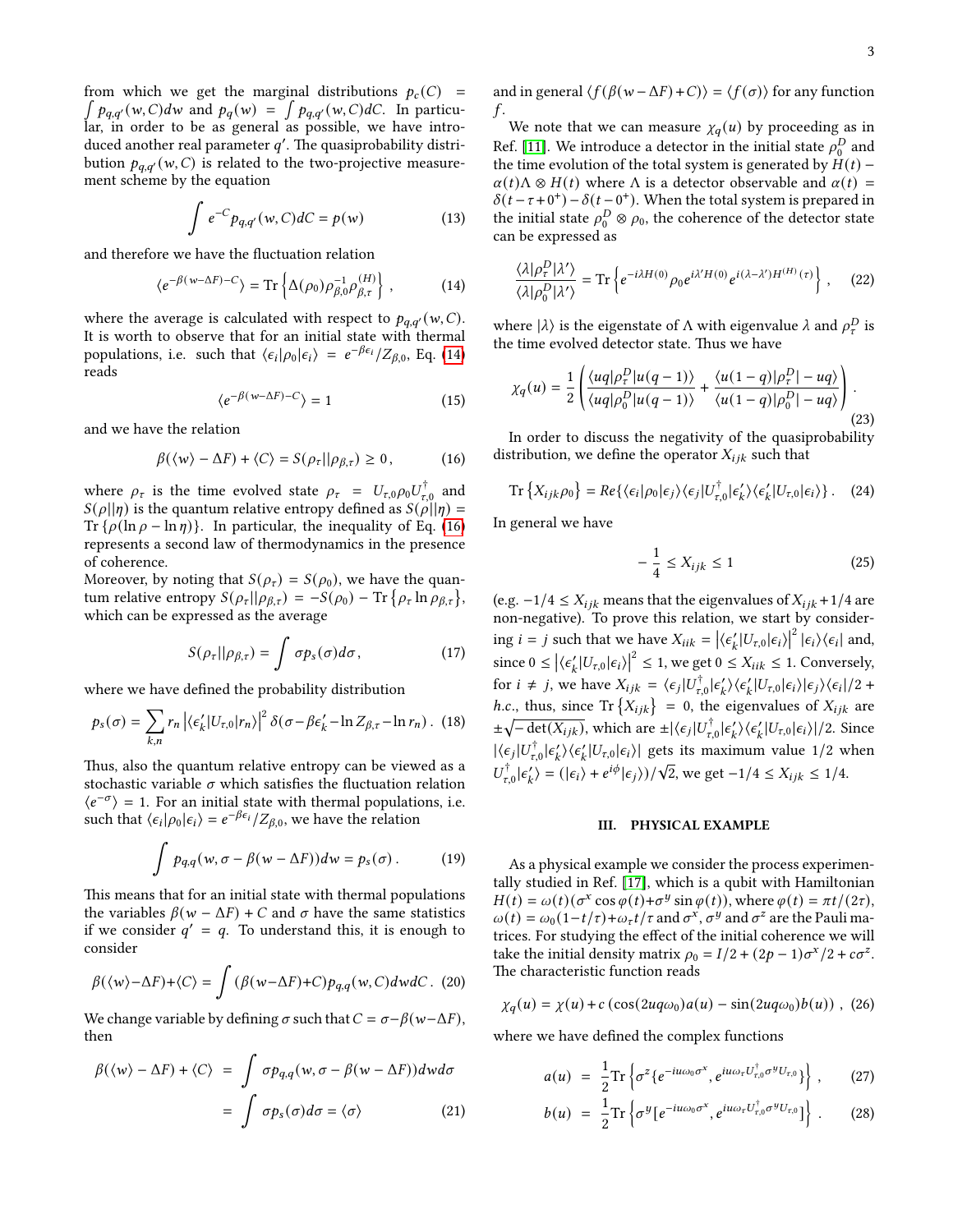from which we get the marginal distributions $p_c(C) = \int p_{q,q'}(w,C)dw$ and $p_q(w) = \int p_{q,q'}(w,C)dC$. In particular, in order to be as general as possible, we have introduced another real parameter $q'$. The quasiprobability distribution $p_{q,q'}(w,C)$ is related to the two-projective measurement scheme by the equation

$$\int e^{-C} p_{q,q'}(w,C)dC = p(w) \tag{13}$$

and therefore we have the fluctuation relation

$$\langle e^{-\beta(w-\Delta F)-C}\rangle = \mathrm{Tr}\left\{\Delta(\rho_0)\rho_{\beta,0}^{-1}\rho_{\beta,\tau}^{(H)}\right\}, \tag{14}$$

where the average is calculated with respect to $p_{q,q'}(w,C)$. It is worth to observe that for an initial state with thermal populations, i.e. such that $\langle\epsilon_i|\rho_0|\epsilon_i\rangle = e^{-\beta\epsilon_i}/Z_{\beta,0}$, Eq. (14) reads

$$\langle e^{-\beta(w-\Delta F)-C}\rangle = 1 \tag{15}$$

and we have the relation

$$\beta(\langle w\rangle - \Delta F) + \langle C\rangle = S(\rho_\tau||\rho_{\beta,\tau}) \geq 0\,, \tag{16}$$

where $\rho_\tau$ is the time evolved state $\rho_\tau = U_{\tau,0}\rho_0 U_{\tau,0}^\dagger$ and $S(\rho||\eta)$ is the quantum relative entropy defined as $S(\rho||\eta) = \mathrm{Tr}\{\rho(\ln\rho - \ln\eta)\}$. In particular, the inequality of Eq. (16) represents a second law of thermodynamics in the presence of coherence.

Moreover, by noting that $S(\rho_\tau) = S(\rho_0)$, we have the quantum relative entropy $S(\rho_\tau||\rho_{\beta,\tau}) = -S(\rho_0) - \mathrm{Tr}\{\rho_\tau \ln\rho_{\beta,\tau}\}$, which can be expressed as the average

$$S(\rho_\tau||\rho_{\beta,\tau}) = \int \sigma p_s(\sigma)d\sigma\,, \tag{17}$$

where we have defined the probability distribution

$$p_s(\sigma) = \sum_{k,n} r_n \left|\langle\epsilon_k'|U_{\tau,0}|r_n\rangle\right|^2 \delta(\sigma - \beta\epsilon_k' - \ln Z_{\beta,\tau} - \ln r_n)\,. \tag{18}$$

Thus, also the quantum relative entropy can be viewed as a stochastic variable $\sigma$ which satisfies the fluctuation relation $\langle e^{-\sigma}\rangle = 1$. For an initial state with thermal populations, i.e. such that $\langle\epsilon_i|\rho_0|\epsilon_i\rangle = e^{-\beta\epsilon_i}/Z_{\beta,0}$, we have the relation

$$\int p_{q,q}(w, \sigma - \beta(w-\Delta F))dw = p_s(\sigma)\,. \tag{19}$$

This means that for an initial state with thermal populations the variables $\beta(w-\Delta F)+C$ and $\sigma$ have the same statistics if we consider $q' = q$. To understand this, it is enough to consider

$$\beta(\langle w\rangle - \Delta F) + \langle C\rangle = \int(\beta(w-\Delta F)+C)p_{q,q}(w,C)dwdC\,. \tag{20}$$

We change variable by defining $\sigma$ such that $C = \sigma - \beta(w-\Delta F)$, then

$$\begin{aligned}\beta(\langle w\rangle - \Delta F) + \langle C\rangle &= \int \sigma p_{q,q}(w, \sigma-\beta(w-\Delta F))dwd\sigma \\ &= \int \sigma p_s(\sigma)d\sigma = \langle\sigma\rangle \end{aligned} \tag{21}$$

and in general $\langle f(\beta(w-\Delta F)+C)\rangle = \langle f(\sigma)\rangle$ for any function $f$.

We note that we can measure $\chi_q(u)$ by proceeding as in Ref. [11]. We introduce a detector in the initial state $\rho_0^D$ and the time evolution of the total system is generated by $H(t) - \alpha(t)\Lambda\otimes H(t)$ where $\Lambda$ is a detector observable and $\alpha(t) = \delta(t-\tau+0^+) - \delta(t-0^+)$. When the total system is prepared in the initial state $\rho_0^D\otimes\rho_0$, the coherence of the detector state can be expressed as

$$\frac{\langle\lambda|\rho_\tau^D|\lambda'\rangle}{\langle\lambda|\rho_0^D|\lambda'\rangle} = \mathrm{Tr}\left\{e^{-i\lambda H(0)}\rho_0 e^{i\lambda' H(0)} e^{i(\lambda-\lambda')H^{(H)}(\tau)}\right\}, \tag{22}$$

where $|\lambda\rangle$ is the eigenstate of $\Lambda$ with eigenvalue $\lambda$ and $\rho_\tau^D$ is the time evolved detector state. Thus we have

$$\chi_q(u) = \frac{1}{2}\left(\frac{\langle uq|\rho_\tau^D|u(q-1)\rangle}{\langle uq|\rho_0^D|u(q-1)\rangle} + \frac{\langle u(1-q)|\rho_\tau^D|-uq\rangle}{\langle u(1-q)|\rho_0^D|-uq\rangle}\right). \tag{23}$$

In order to discuss the negativity of the quasiprobability distribution, we define the operator $X_{ijk}$ such that

$$\mathrm{Tr}\left\{X_{ijk}\rho_0\right\} = Re\{\langle\epsilon_i|\rho_0|\epsilon_j\rangle\langle\epsilon_j|U_{\tau,0}^\dagger|\epsilon_k'\rangle\langle\epsilon_k'|U_{\tau,0}|\epsilon_i\rangle\}\,. \tag{24}$$

In general we have

$$-\frac{1}{4} \leq X_{ijk} \leq 1 \tag{25}$$

(e.g. $-1/4 \leq X_{ijk}$ means that the eigenvalues of $X_{ijk}+1/4$ are non-negative). To prove this relation, we start by considering $i=j$ such that we have $X_{iik} = \left|\langle\epsilon_k'|U_{\tau,0}|\epsilon_i\rangle\right|^2|\epsilon_i\rangle\langle\epsilon_i|$ and, since $0\leq\left|\langle\epsilon_k'|U_{\tau,0}|\epsilon_i\rangle\right|^2\leq 1$, we get $0\leq X_{iik}\leq 1$. Conversely, for $i\neq j$, we have $X_{ijk} = \langle\epsilon_j|U_{\tau,0}^\dagger|\epsilon_k'\rangle\langle\epsilon_k'|U_{\tau,0}|\epsilon_i\rangle|\epsilon_j\rangle\langle\epsilon_i|/2 + h.c.$, thus, since $\mathrm{Tr}\{X_{ijk}\} = 0$, the eigenvalues of $X_{ijk}$ are $\pm\sqrt{-\det(X_{ijk})}$, which are $\pm|\langle\epsilon_j|U_{\tau,0}^\dagger|\epsilon_k'\rangle\langle\epsilon_k'|U_{\tau,0}|\epsilon_i\rangle|/2$. Since $|\langle\epsilon_j|U_{\tau,0}^\dagger|\epsilon_k'\rangle\langle\epsilon_k'|U_{\tau,0}|\epsilon_i\rangle|$ gets its maximum value $1/2$ when $U_{\tau,0}^\dagger|\epsilon_k'\rangle = (|\epsilon_i\rangle + e^{i\phi}|\epsilon_j\rangle)/\sqrt{2}$, we get $-1/4\leq X_{ijk}\leq 1/4$.

## III. PHYSICAL EXAMPLE

As a physical example we consider the process experimentally studied in Ref. [17], which is a qubit with Hamiltonian $H(t) = \omega(t)(\sigma^x\cos\varphi(t) + \sigma^y\sin\varphi(t))$, where $\varphi(t) = \pi t/(2\tau)$, $\omega(t) = \omega_0(1-t/\tau) + \omega_\tau t/\tau$ and $\sigma^x$, $\sigma^y$ and $\sigma^z$ are the Pauli matrices. For studying the effect of the initial coherence we will take the initial density matrix $\rho_0 = I/2 + (2p-1)\sigma^x/2 + c\sigma^z$. The characteristic function reads

$$\chi_q(u) = \chi(u) + c\left(\cos(2uq\omega_0)a(u) - \sin(2uq\omega_0)b(u)\right), \tag{26}$$

where we have defined the complex functions

$$a(u) = \frac{1}{2}\mathrm{Tr}\left\{\sigma^z\{e^{-iu\omega_0\sigma^x}, e^{iu\omega_\tau U_{\tau,0}^\dagger\sigma^y U_{\tau,0}}\}\right\}, \tag{27}$$

$$b(u) = \frac{1}{2}\mathrm{Tr}\left\{\sigma^y[e^{-iu\omega_0\sigma^x}, e^{iu\omega_\tau U_{\tau,0}^\dagger\sigma^y U_{\tau,0}}]\right\}. \tag{28}$$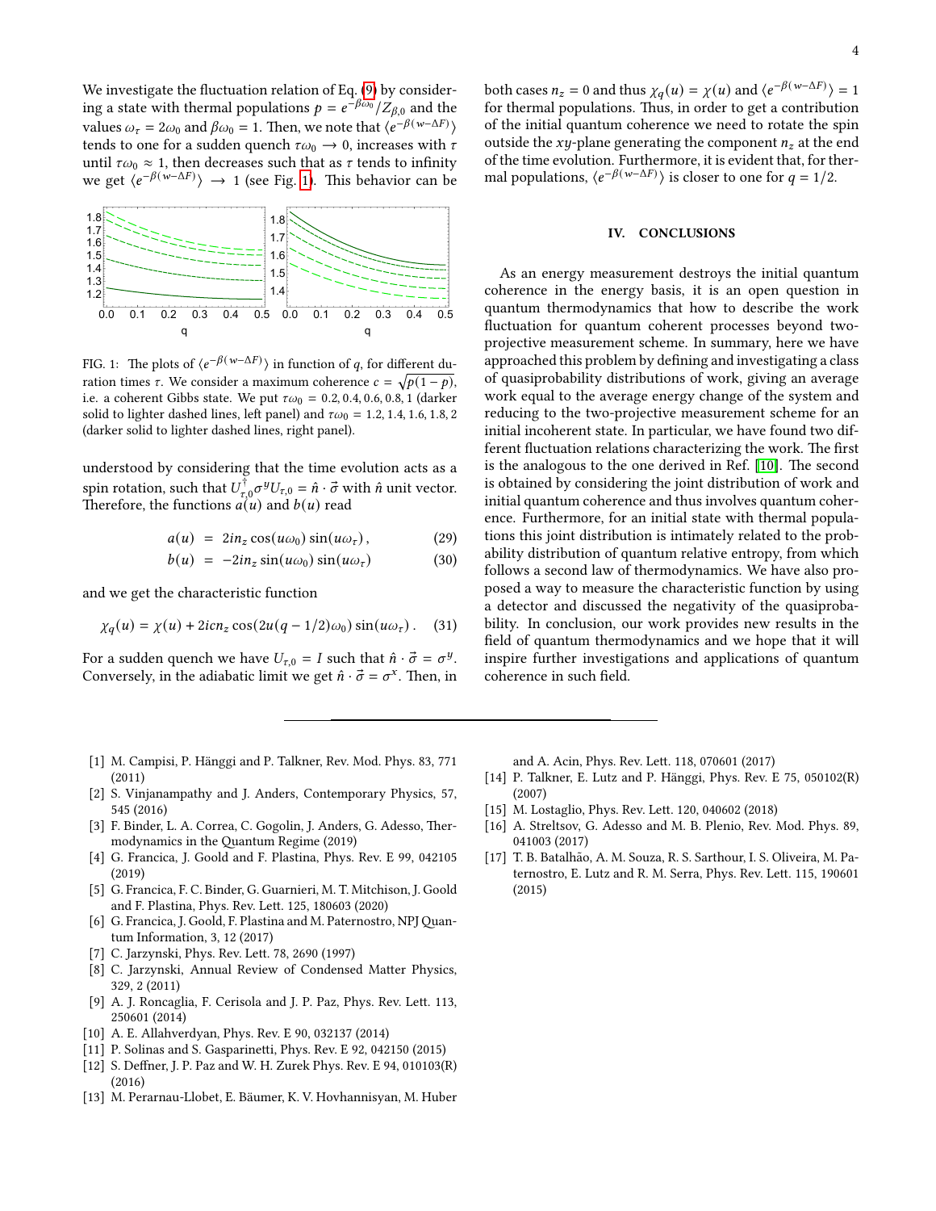We investigate the fluctuation relation of Eq. (9) by considering a state with thermal populations $p = e^{-\beta\omega_0}/Z_{\beta,0}$ and the values $\omega_\tau = 2\omega_0$ and $\beta\omega_0 = 1$. Then, we note that $\langle e^{-\beta(w-\Delta F)}\rangle$ tends to one for a sudden quench $\tau\omega_0 \to 0$, increases with $\tau$ until $\tau\omega_0 \approx 1$, then decreases such that as $\tau$ tends to infinity we get $\langle e^{-\beta(w-\Delta F)}\rangle \to 1$ (see Fig. 1). This behavior can be understood by considering that the time evolution acts as a spin rotation, such that $U^\dagger_{\tau,0}\sigma^y U_{\tau,0} = \hat{n}\cdot\vec{\sigma}$ with $\hat{n}$ unit vector. Therefore, the functions $a(u)$ and $b(u)$ read

1.8
1.7
1.6
1.5
1.4
1.3
1.2
0.0 0.1 0.2 0.3 0.4 0.5
q

1.8
1.7
1.6
1.5
1.4
0.0 0.1 0.2 0.3 0.4 0.5
q

FIG. 1: The plots of $\langle e^{-\beta(w-\Delta F)}\rangle$ in function of $q$, for different duration times $\tau$. We consider a maximum coherence $c = \sqrt{p(1-p)}$, i.e. a coherent Gibbs state. We put $\tau\omega_0 = 0.2, 0.4, 0.6, 0.8, 1$ (darker solid to lighter dashed lines, left panel) and $\tau\omega_0 = 1.2, 1.4, 1.6, 1.8, 2$ (darker solid to lighter dashed lines, right panel).

$$a(u) = 2in_z \cos(u\omega_0)\sin(u\omega_\tau)\,, \tag{29}$$

$$b(u) = -2in_z \sin(u\omega_0)\sin(u\omega_\tau) \tag{30}$$

and we get the characteristic function

$$\chi_q(u) = \chi(u) + 2icn_z \cos(2u(q-1/2)\omega_0)\sin(u\omega_\tau)\,. \tag{31}$$

For a sudden quench we have $U_{\tau,0} = I$ such that $\hat{n}\cdot\vec{\sigma} = \sigma^y$. Conversely, in the adiabatic limit we get $\hat{n}\cdot\vec{\sigma} = \sigma^x$. Then, in both cases $n_z = 0$ and thus $\chi_q(u) = \chi(u)$ and $\langle e^{-\beta(w-\Delta F)}\rangle = 1$ for thermal populations. Thus, in order to get a contribution of the initial quantum coherence we need to rotate the spin outside the $xy$-plane generating the component $n_z$ at the end of the time evolution. Furthermore, it is evident that, for thermal populations, $\langle e^{-\beta(w-\Delta F)}\rangle$ is closer to one for $q = 1/2$.

## IV. CONCLUSIONS

As an energy measurement destroys the initial quantum coherence in the energy basis, it is an open question in quantum thermodynamics that how to describe the work fluctuation for quantum coherent processes beyond two-projective measurement scheme. In summary, here we have approached this problem by defining and investigating a class of quasiprobability distributions of work, giving an average work equal to the average energy change of the system and reducing to the two-projective measurement scheme for an initial incoherent state. In particular, we have found two different fluctuation relations characterizing the work. The first is the analogous to the one derived in Ref. [10]. The second is obtained by considering the joint distribution of work and initial quantum coherence and thus involves quantum coherence. Furthermore, for an initial state with thermal populations this joint distribution is intimately related to the probability distribution of quantum relative entropy, from which follows a second law of thermodynamics. We have also proposed a way to measure the characteristic function by using a detector and discussed the negativity of the quasiprobability. In conclusion, our work provides new results in the field of quantum thermodynamics and we hope that it will inspire further investigations and applications of quantum coherence in such field.

---

[1] M. Campisi, P. Hänggi and P. Talkner, Rev. Mod. Phys. 83, 771 (2011)
[2] S. Vinjanampathy and J. Anders, Contemporary Physics, 57, 545 (2016)
[3] F. Binder, L. A. Correa, C. Gogolin, J. Anders, G. Adesso, Thermodynamics in the Quantum Regime (2019)
[4] G. Francica, J. Goold and F. Plastina, Phys. Rev. E 99, 042105 (2019)
[5] G. Francica, F. C. Binder, G. Guarnieri, M. T. Mitchison, J. Goold and F. Plastina, Phys. Rev. Lett. 125, 180603 (2020)
[6] G. Francica, J. Goold, F. Plastina and M. Paternostro, NPJ Quantum Information, 3, 12 (2017)
[7] C. Jarzynski, Phys. Rev. Lett. 78, 2690 (1997)
[8] C. Jarzynski, Annual Review of Condensed Matter Physics, 329, 2 (2011)
[9] A. J. Roncaglia, F. Cerisola and J. P. Paz, Phys. Rev. Lett. 113, 250601 (2014)
[10] A. E. Allahverdyan, Phys. Rev. E 90, 032137 (2014)
[11] P. Solinas and S. Gasparinetti, Phys. Rev. E 92, 042150 (2015)
[12] S. Deffner, J. P. Paz and W. H. Zurek Phys. Rev. E 94, 010103(R) (2016)
[13] M. Perarnau-Llobet, E. Bäumer, K. V. Hovhannisyan, M. Huber and A. Acin, Phys. Rev. Lett. 118, 070601 (2017)
[14] P. Talkner, E. Lutz and P. Hänggi, Phys. Rev. E 75, 050102(R) (2007)
[15] M. Lostaglio, Phys. Rev. Lett. 120, 040602 (2018)
[16] A. Streltsov, G. Adesso and M. B. Plenio, Rev. Mod. Phys. 89, 041003 (2017)
[17] T. B. Batalhão, A. M. Souza, R. S. Sarthour, I. S. Oliveira, M. Paternostro, E. Lutz and R. M. Serra, Phys. Rev. Lett. 115, 190601 (2015)